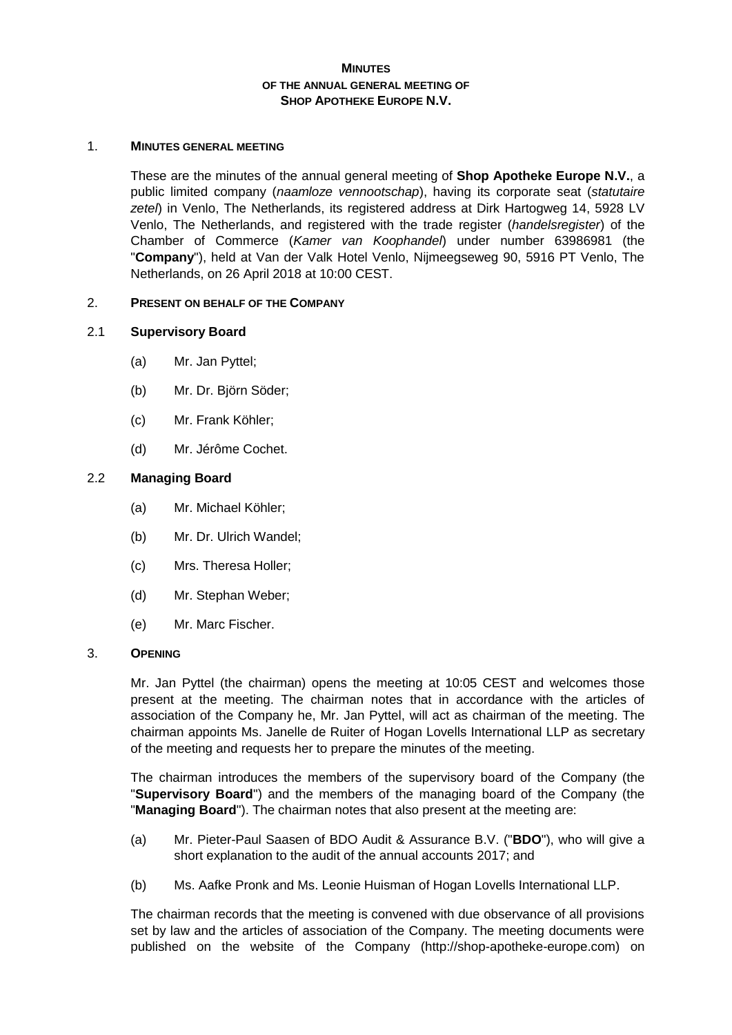# MINUTES
## OF THE ANNUAL GENERAL MEETING OF
## SHOP APOTHEKE EUROPE N.V.

### 1. MINUTES GENERAL MEETING

These are the minutes of the annual general meeting of **Shop Apotheke Europe N.V.**, a public limited company (*naamloze vennootschap*), having its corporate seat (*statutaire zetel*) in Venlo, The Netherlands, its registered address at Dirk Hartogweg 14, 5928 LV Venlo, The Netherlands, and registered with the trade register (*handelsregister*) of the Chamber of Commerce (*Kamer van Koophandel*) under number 63986981 (the "**Company**"), held at Van der Valk Hotel Venlo, Nijmeegseweg 90, 5916 PT Venlo, The Netherlands, on 26 April 2018 at 10:00 CEST.

### 2. PRESENT ON BEHALF OF THE COMPANY

#### 2.1 Supervisory Board

(a) Mr. Jan Pyttel;

(b) Mr. Dr. Björn Söder;

(c) Mr. Frank Köhler;

(d) Mr. Jérôme Cochet.

#### 2.2 Managing Board

(a) Mr. Michael Köhler;

(b) Mr. Dr. Ulrich Wandel;

(c) Mrs. Theresa Holler;

(d) Mr. Stephan Weber;

(e) Mr. Marc Fischer.

### 3. OPENING

Mr. Jan Pyttel (the chairman) opens the meeting at 10:05 CEST and welcomes those present at the meeting. The chairman notes that in accordance with the articles of association of the Company he, Mr. Jan Pyttel, will act as chairman of the meeting. The chairman appoints Ms. Janelle de Ruiter of Hogan Lovells International LLP as secretary of the meeting and requests her to prepare the minutes of the meeting.

The chairman introduces the members of the supervisory board of the Company (the "**Supervisory Board**") and the members of the managing board of the Company (the "**Managing Board**"). The chairman notes that also present at the meeting are:

(a) Mr. Pieter-Paul Saasen of BDO Audit & Assurance B.V. ("**BDO**"), who will give a short explanation to the audit of the annual accounts 2017; and

(b) Ms. Aafke Pronk and Ms. Leonie Huisman of Hogan Lovells International LLP.

The chairman records that the meeting is convened with due observance of all provisions set by law and the articles of association of the Company. The meeting documents were published on the website of the Company (http://shop-apotheke-europe.com) on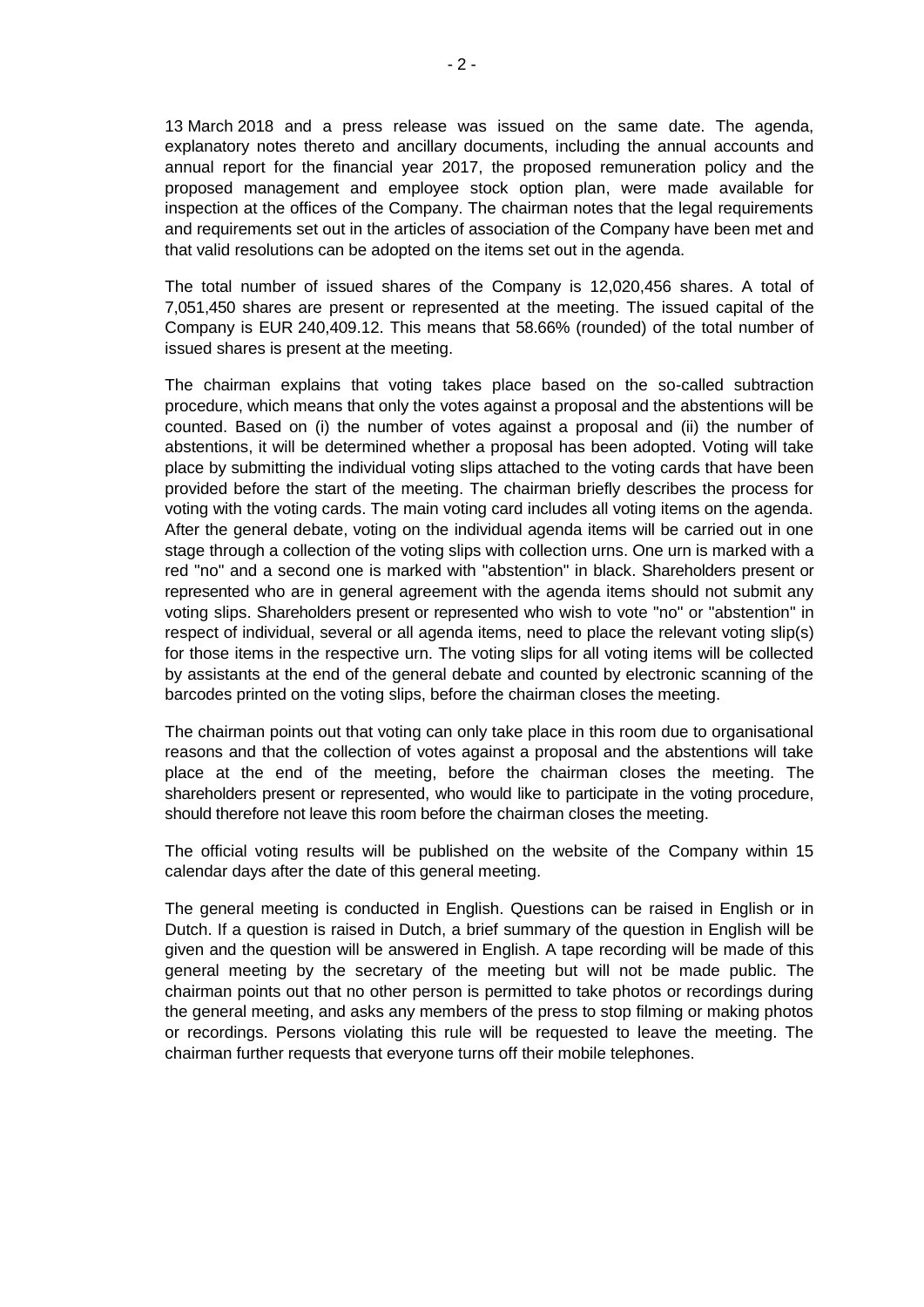13 March 2018 and a press release was issued on the same date. The agenda, explanatory notes thereto and ancillary documents, including the annual accounts and annual report for the financial year 2017, the proposed remuneration policy and the proposed management and employee stock option plan, were made available for inspection at the offices of the Company. The chairman notes that the legal requirements and requirements set out in the articles of association of the Company have been met and that valid resolutions can be adopted on the items set out in the agenda.

The total number of issued shares of the Company is 12,020,456 shares. A total of 7,051,450 shares are present or represented at the meeting. The issued capital of the Company is EUR 240,409.12. This means that 58.66% (rounded) of the total number of issued shares is present at the meeting.

The chairman explains that voting takes place based on the so-called subtraction procedure, which means that only the votes against a proposal and the abstentions will be counted. Based on (i) the number of votes against a proposal and (ii) the number of abstentions, it will be determined whether a proposal has been adopted. Voting will take place by submitting the individual voting slips attached to the voting cards that have been provided before the start of the meeting. The chairman briefly describes the process for voting with the voting cards. The main voting card includes all voting items on the agenda. After the general debate, voting on the individual agenda items will be carried out in one stage through a collection of the voting slips with collection urns. One urn is marked with a red "no" and a second one is marked with "abstention" in black. Shareholders present or represented who are in general agreement with the agenda items should not submit any voting slips. Shareholders present or represented who wish to vote "no" or "abstention" in respect of individual, several or all agenda items, need to place the relevant voting slip(s) for those items in the respective urn. The voting slips for all voting items will be collected by assistants at the end of the general debate and counted by electronic scanning of the barcodes printed on the voting slips, before the chairman closes the meeting.

The chairman points out that voting can only take place in this room due to organisational reasons and that the collection of votes against a proposal and the abstentions will take place at the end of the meeting, before the chairman closes the meeting. The shareholders present or represented, who would like to participate in the voting procedure, should therefore not leave this room before the chairman closes the meeting.

The official voting results will be published on the website of the Company within 15 calendar days after the date of this general meeting.

The general meeting is conducted in English. Questions can be raised in English or in Dutch. If a question is raised in Dutch, a brief summary of the question in English will be given and the question will be answered in English. A tape recording will be made of this general meeting by the secretary of the meeting but will not be made public. The chairman points out that no other person is permitted to take photos or recordings during the general meeting, and asks any members of the press to stop filming or making photos or recordings. Persons violating this rule will be requested to leave the meeting. The chairman further requests that everyone turns off their mobile telephones.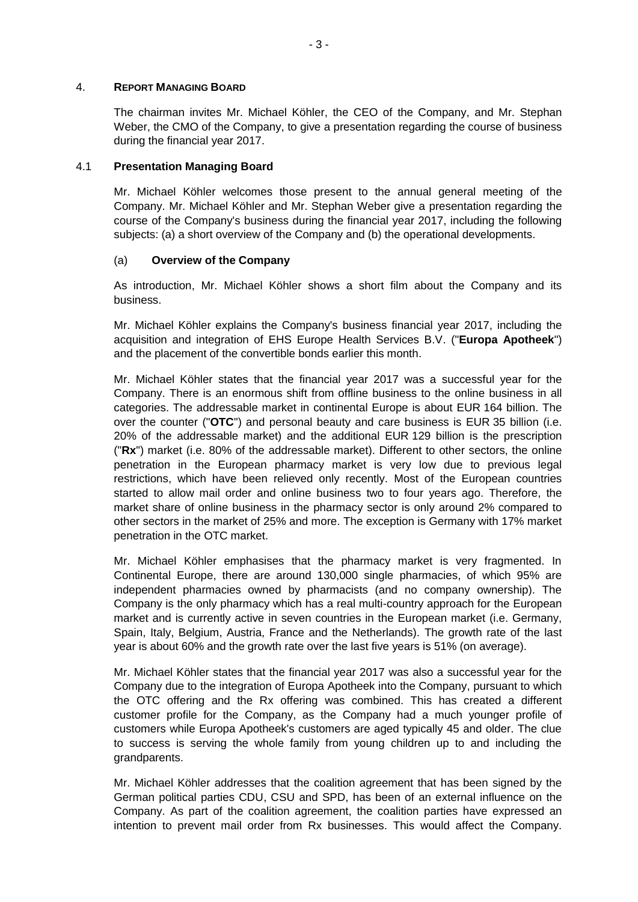## 4. REPORT MANAGING BOARD

The chairman invites Mr. Michael Köhler, the CEO of the Company, and Mr. Stephan Weber, the CMO of the Company, to give a presentation regarding the course of business during the financial year 2017.

### 4.1 Presentation Managing Board

Mr. Michael Köhler welcomes those present to the annual general meeting of the Company. Mr. Michael Köhler and Mr. Stephan Weber give a presentation regarding the course of the Company's business during the financial year 2017, including the following subjects: (a) a short overview of the Company and (b) the operational developments.

#### (a) Overview of the Company

As introduction, Mr. Michael Köhler shows a short film about the Company and its business.

Mr. Michael Köhler explains the Company's business financial year 2017, including the acquisition and integration of EHS Europe Health Services B.V. ("**Europa Apotheek**") and the placement of the convertible bonds earlier this month.

Mr. Michael Köhler states that the financial year 2017 was a successful year for the Company. There is an enormous shift from offline business to the online business in all categories. The addressable market in continental Europe is about EUR 164 billion. The over the counter ("**OTC**") and personal beauty and care business is EUR 35 billion (i.e. 20% of the addressable market) and the additional EUR 129 billion is the prescription ("**Rx**") market (i.e. 80% of the addressable market). Different to other sectors, the online penetration in the European pharmacy market is very low due to previous legal restrictions, which have been relieved only recently. Most of the European countries started to allow mail order and online business two to four years ago. Therefore, the market share of online business in the pharmacy sector is only around 2% compared to other sectors in the market of 25% and more. The exception is Germany with 17% market penetration in the OTC market.

Mr. Michael Köhler emphasises that the pharmacy market is very fragmented. In Continental Europe, there are around 130,000 single pharmacies, of which 95% are independent pharmacies owned by pharmacists (and no company ownership). The Company is the only pharmacy which has a real multi-country approach for the European market and is currently active in seven countries in the European market (i.e. Germany, Spain, Italy, Belgium, Austria, France and the Netherlands). The growth rate of the last year is about 60% and the growth rate over the last five years is 51% (on average).

Mr. Michael Köhler states that the financial year 2017 was also a successful year for the Company due to the integration of Europa Apotheek into the Company, pursuant to which the OTC offering and the Rx offering was combined. This has created a different customer profile for the Company, as the Company had a much younger profile of customers while Europa Apotheek's customers are aged typically 45 and older. The clue to success is serving the whole family from young children up to and including the grandparents.

Mr. Michael Köhler addresses that the coalition agreement that has been signed by the German political parties CDU, CSU and SPD, has been of an external influence on the Company. As part of the coalition agreement, the coalition parties have expressed an intention to prevent mail order from Rx businesses. This would affect the Company.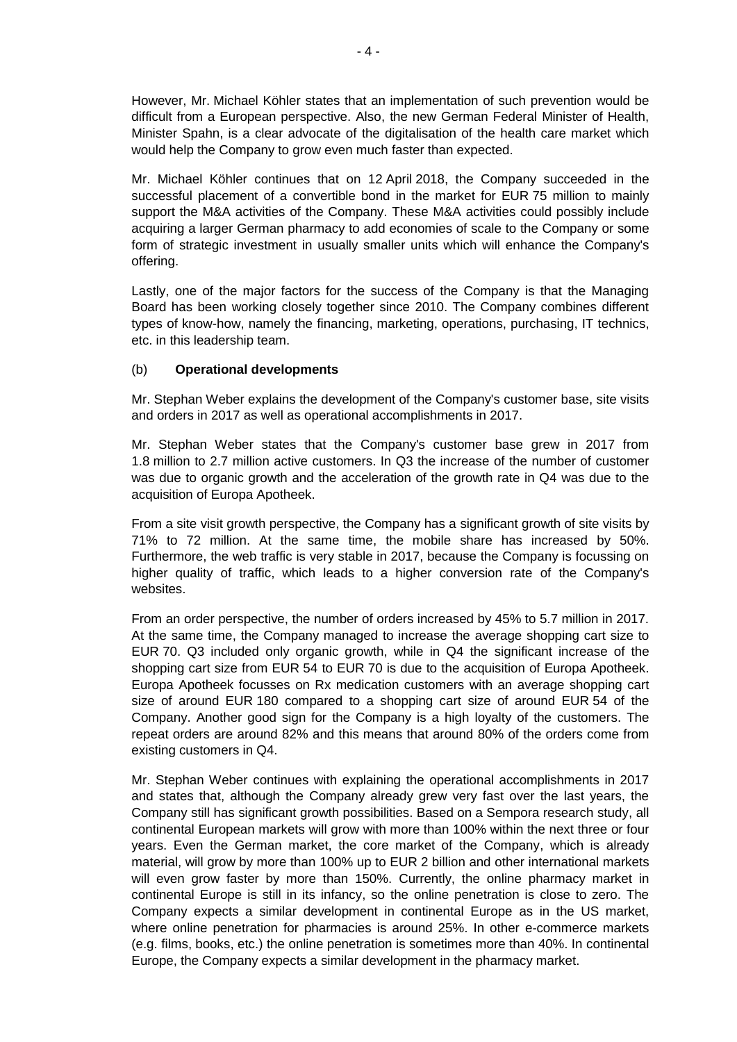However, Mr. Michael Köhler states that an implementation of such prevention would be difficult from a European perspective. Also, the new German Federal Minister of Health, Minister Spahn, is a clear advocate of the digitalisation of the health care market which would help the Company to grow even much faster than expected.

Mr. Michael Köhler continues that on 12 April 2018, the Company succeeded in the successful placement of a convertible bond in the market for EUR 75 million to mainly support the M&A activities of the Company. These M&A activities could possibly include acquiring a larger German pharmacy to add economies of scale to the Company or some form of strategic investment in usually smaller units which will enhance the Company's offering.

Lastly, one of the major factors for the success of the Company is that the Managing Board has been working closely together since 2010. The Company combines different types of know-how, namely the financing, marketing, operations, purchasing, IT technics, etc. in this leadership team.

(b) **Operational developments**

Mr. Stephan Weber explains the development of the Company's customer base, site visits and orders in 2017 as well as operational accomplishments in 2017.

Mr. Stephan Weber states that the Company's customer base grew in 2017 from 1.8 million to 2.7 million active customers. In Q3 the increase of the number of customer was due to organic growth and the acceleration of the growth rate in Q4 was due to the acquisition of Europa Apotheek.

From a site visit growth perspective, the Company has a significant growth of site visits by 71% to 72 million. At the same time, the mobile share has increased by 50%. Furthermore, the web traffic is very stable in 2017, because the Company is focussing on higher quality of traffic, which leads to a higher conversion rate of the Company's websites.

From an order perspective, the number of orders increased by 45% to 5.7 million in 2017. At the same time, the Company managed to increase the average shopping cart size to EUR 70. Q3 included only organic growth, while in Q4 the significant increase of the shopping cart size from EUR 54 to EUR 70 is due to the acquisition of Europa Apotheek. Europa Apotheek focusses on Rx medication customers with an average shopping cart size of around EUR 180 compared to a shopping cart size of around EUR 54 of the Company. Another good sign for the Company is a high loyalty of the customers. The repeat orders are around 82% and this means that around 80% of the orders come from existing customers in Q4.

Mr. Stephan Weber continues with explaining the operational accomplishments in 2017 and states that, although the Company already grew very fast over the last years, the Company still has significant growth possibilities. Based on a Sempora research study, all continental European markets will grow with more than 100% within the next three or four years. Even the German market, the core market of the Company, which is already material, will grow by more than 100% up to EUR 2 billion and other international markets will even grow faster by more than 150%. Currently, the online pharmacy market in continental Europe is still in its infancy, so the online penetration is close to zero. The Company expects a similar development in continental Europe as in the US market, where online penetration for pharmacies is around 25%. In other e-commerce markets (e.g. films, books, etc.) the online penetration is sometimes more than 40%. In continental Europe, the Company expects a similar development in the pharmacy market.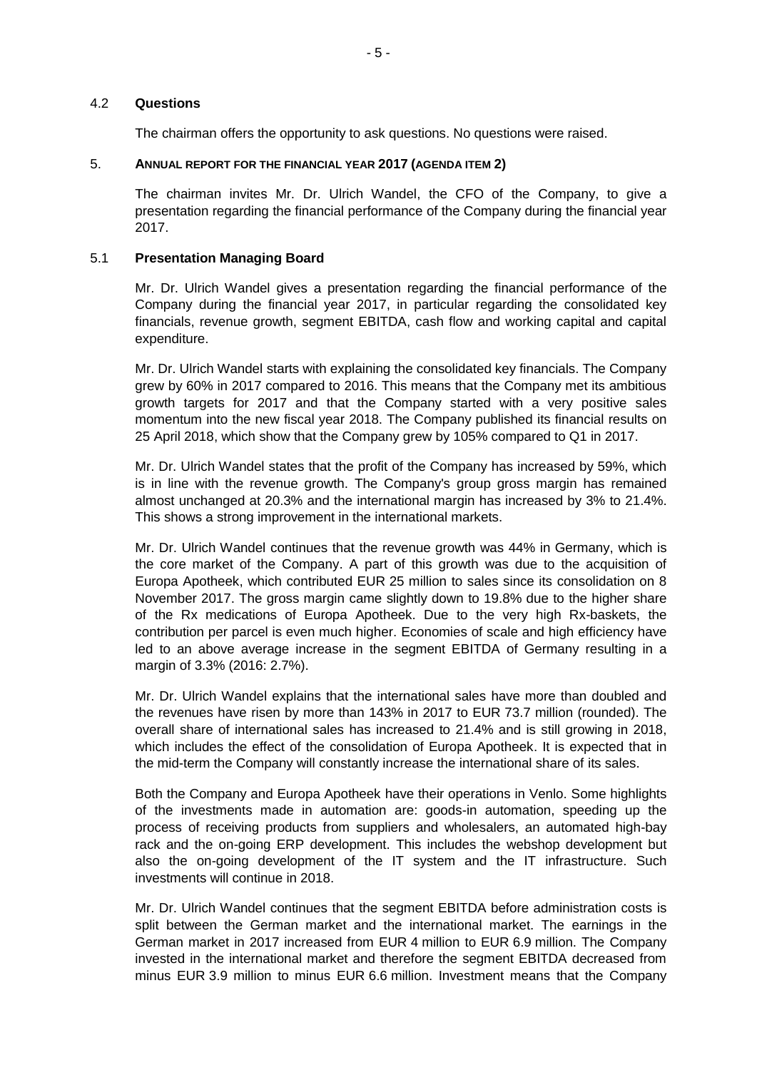### 4.2 **Questions**

The chairman offers the opportunity to ask questions. No questions were raised.

## 5. ANNUAL REPORT FOR THE FINANCIAL YEAR 2017 (AGENDA ITEM 2)

The chairman invites Mr. Dr. Ulrich Wandel, the CFO of the Company, to give a presentation regarding the financial performance of the Company during the financial year 2017.

### 5.1 **Presentation Managing Board**

Mr. Dr. Ulrich Wandel gives a presentation regarding the financial performance of the Company during the financial year 2017, in particular regarding the consolidated key financials, revenue growth, segment EBITDA, cash flow and working capital and capital expenditure.

Mr. Dr. Ulrich Wandel starts with explaining the consolidated key financials. The Company grew by 60% in 2017 compared to 2016. This means that the Company met its ambitious growth targets for 2017 and that the Company started with a very positive sales momentum into the new fiscal year 2018. The Company published its financial results on 25 April 2018, which show that the Company grew by 105% compared to Q1 in 2017.

Mr. Dr. Ulrich Wandel states that the profit of the Company has increased by 59%, which is in line with the revenue growth. The Company's group gross margin has remained almost unchanged at 20.3% and the international margin has increased by 3% to 21.4%. This shows a strong improvement in the international markets.

Mr. Dr. Ulrich Wandel continues that the revenue growth was 44% in Germany, which is the core market of the Company. A part of this growth was due to the acquisition of Europa Apotheek, which contributed EUR 25 million to sales since its consolidation on 8 November 2017. The gross margin came slightly down to 19.8% due to the higher share of the Rx medications of Europa Apotheek. Due to the very high Rx-baskets, the contribution per parcel is even much higher. Economies of scale and high efficiency have led to an above average increase in the segment EBITDA of Germany resulting in a margin of 3.3% (2016: 2.7%).

Mr. Dr. Ulrich Wandel explains that the international sales have more than doubled and the revenues have risen by more than 143% in 2017 to EUR 73.7 million (rounded). The overall share of international sales has increased to 21.4% and is still growing in 2018, which includes the effect of the consolidation of Europa Apotheek. It is expected that in the mid-term the Company will constantly increase the international share of its sales.

Both the Company and Europa Apotheek have their operations in Venlo. Some highlights of the investments made in automation are: goods-in automation, speeding up the process of receiving products from suppliers and wholesalers, an automated high-bay rack and the on-going ERP development. This includes the webshop development but also the on-going development of the IT system and the IT infrastructure. Such investments will continue in 2018.

Mr. Dr. Ulrich Wandel continues that the segment EBITDA before administration costs is split between the German market and the international market. The earnings in the German market in 2017 increased from EUR 4 million to EUR 6.9 million. The Company invested in the international market and therefore the segment EBITDA decreased from minus EUR 3.9 million to minus EUR 6.6 million. Investment means that the Company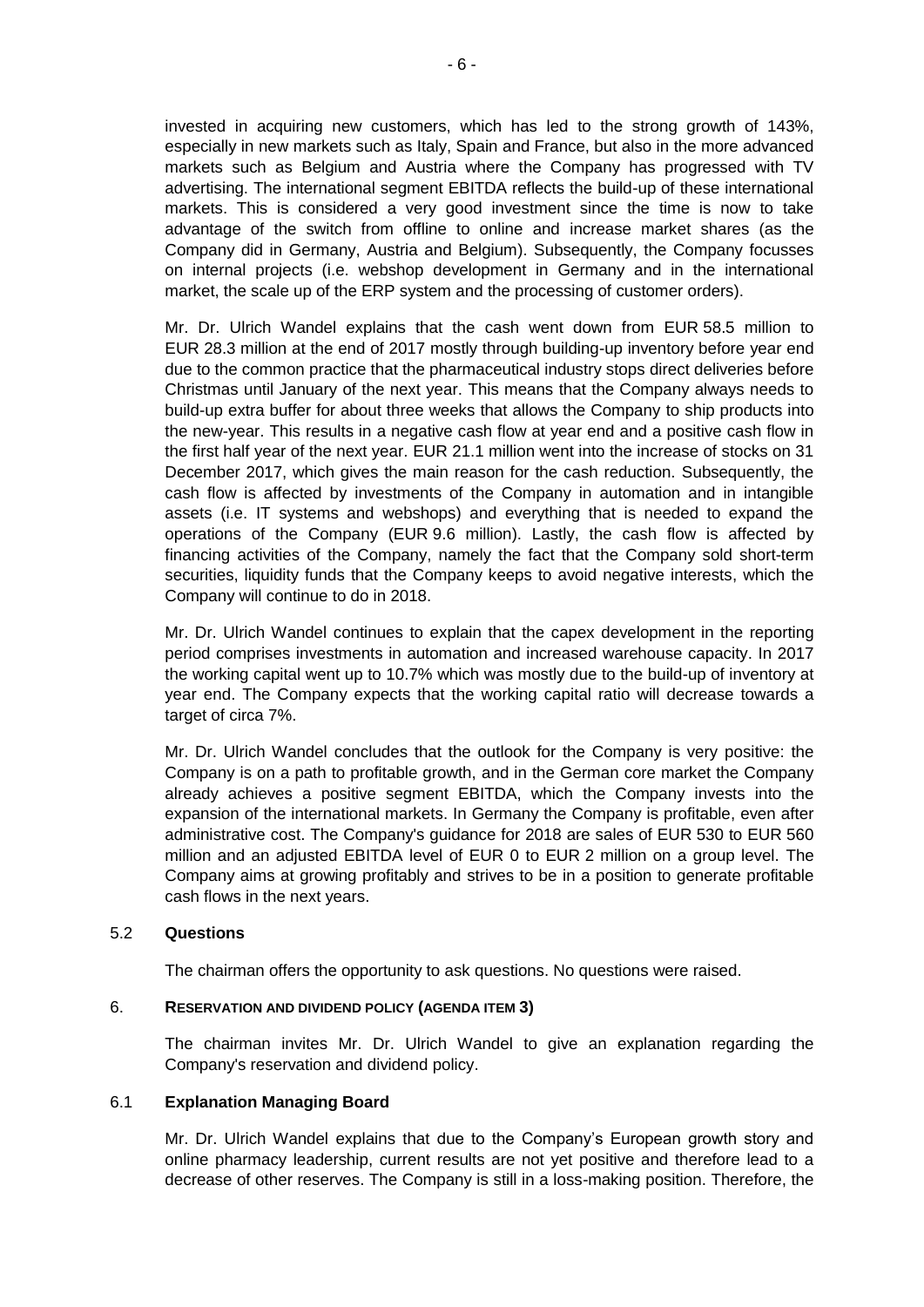invested in acquiring new customers, which has led to the strong growth of 143%, especially in new markets such as Italy, Spain and France, but also in the more advanced markets such as Belgium and Austria where the Company has progressed with TV advertising. The international segment EBITDA reflects the build-up of these international markets. This is considered a very good investment since the time is now to take advantage of the switch from offline to online and increase market shares (as the Company did in Germany, Austria and Belgium). Subsequently, the Company focusses on internal projects (i.e. webshop development in Germany and in the international market, the scale up of the ERP system and the processing of customer orders).

Mr. Dr. Ulrich Wandel explains that the cash went down from EUR 58.5 million to EUR 28.3 million at the end of 2017 mostly through building-up inventory before year end due to the common practice that the pharmaceutical industry stops direct deliveries before Christmas until January of the next year. This means that the Company always needs to build-up extra buffer for about three weeks that allows the Company to ship products into the new-year. This results in a negative cash flow at year end and a positive cash flow in the first half year of the next year. EUR 21.1 million went into the increase of stocks on 31 December 2017, which gives the main reason for the cash reduction. Subsequently, the cash flow is affected by investments of the Company in automation and in intangible assets (i.e. IT systems and webshops) and everything that is needed to expand the operations of the Company (EUR 9.6 million). Lastly, the cash flow is affected by financing activities of the Company, namely the fact that the Company sold short-term securities, liquidity funds that the Company keeps to avoid negative interests, which the Company will continue to do in 2018.

Mr. Dr. Ulrich Wandel continues to explain that the capex development in the reporting period comprises investments in automation and increased warehouse capacity. In 2017 the working capital went up to 10.7% which was mostly due to the build-up of inventory at year end. The Company expects that the working capital ratio will decrease towards a target of circa 7%.

Mr. Dr. Ulrich Wandel concludes that the outlook for the Company is very positive: the Company is on a path to profitable growth, and in the German core market the Company already achieves a positive segment EBITDA, which the Company invests into the expansion of the international markets. In Germany the Company is profitable, even after administrative cost. The Company's guidance for 2018 are sales of EUR 530 to EUR 560 million and an adjusted EBITDA level of EUR 0 to EUR 2 million on a group level. The Company aims at growing profitably and strives to be in a position to generate profitable cash flows in the next years.

### 5.2 Questions

The chairman offers the opportunity to ask questions. No questions were raised.

## 6. RESERVATION AND DIVIDEND POLICY (AGENDA ITEM 3)

The chairman invites Mr. Dr. Ulrich Wandel to give an explanation regarding the Company's reservation and dividend policy.

### 6.1 Explanation Managing Board

Mr. Dr. Ulrich Wandel explains that due to the Company's European growth story and online pharmacy leadership, current results are not yet positive and therefore lead to a decrease of other reserves. The Company is still in a loss-making position. Therefore, the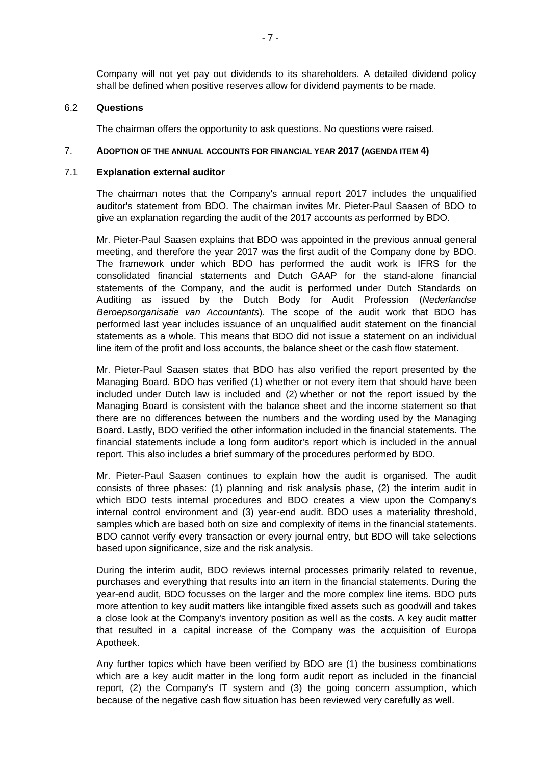Company will not yet pay out dividends to its shareholders. A detailed dividend policy shall be defined when positive reserves allow for dividend payments to be made.

6.2 **Questions**

The chairman offers the opportunity to ask questions. No questions were raised.

7. **ADOPTION OF THE ANNUAL ACCOUNTS FOR FINANCIAL YEAR 2017 (AGENDA ITEM 4)**

7.1 **Explanation external auditor**

The chairman notes that the Company's annual report 2017 includes the unqualified auditor's statement from BDO. The chairman invites Mr. Pieter-Paul Saasen of BDO to give an explanation regarding the audit of the 2017 accounts as performed by BDO.

Mr. Pieter-Paul Saasen explains that BDO was appointed in the previous annual general meeting, and therefore the year 2017 was the first audit of the Company done by BDO. The framework under which BDO has performed the audit work is IFRS for the consolidated financial statements and Dutch GAAP for the stand-alone financial statements of the Company, and the audit is performed under Dutch Standards on Auditing as issued by the Dutch Body for Audit Profession (*Nederlandse Beroepsorganisatie van Accountants*). The scope of the audit work that BDO has performed last year includes issuance of an unqualified audit statement on the financial statements as a whole. This means that BDO did not issue a statement on an individual line item of the profit and loss accounts, the balance sheet or the cash flow statement.

Mr. Pieter-Paul Saasen states that BDO has also verified the report presented by the Managing Board. BDO has verified (1) whether or not every item that should have been included under Dutch law is included and (2) whether or not the report issued by the Managing Board is consistent with the balance sheet and the income statement so that there are no differences between the numbers and the wording used by the Managing Board. Lastly, BDO verified the other information included in the financial statements. The financial statements include a long form auditor's report which is included in the annual report. This also includes a brief summary of the procedures performed by BDO.

Mr. Pieter-Paul Saasen continues to explain how the audit is organised. The audit consists of three phases: (1) planning and risk analysis phase, (2) the interim audit in which BDO tests internal procedures and BDO creates a view upon the Company's internal control environment and (3) year-end audit. BDO uses a materiality threshold, samples which are based both on size and complexity of items in the financial statements. BDO cannot verify every transaction or every journal entry, but BDO will take selections based upon significance, size and the risk analysis.

During the interim audit, BDO reviews internal processes primarily related to revenue, purchases and everything that results into an item in the financial statements. During the year-end audit, BDO focusses on the larger and the more complex line items. BDO puts more attention to key audit matters like intangible fixed assets such as goodwill and takes a close look at the Company's inventory position as well as the costs. A key audit matter that resulted in a capital increase of the Company was the acquisition of Europa Apotheek.

Any further topics which have been verified by BDO are (1) the business combinations which are a key audit matter in the long form audit report as included in the financial report, (2) the Company's IT system and (3) the going concern assumption, which because of the negative cash flow situation has been reviewed very carefully as well.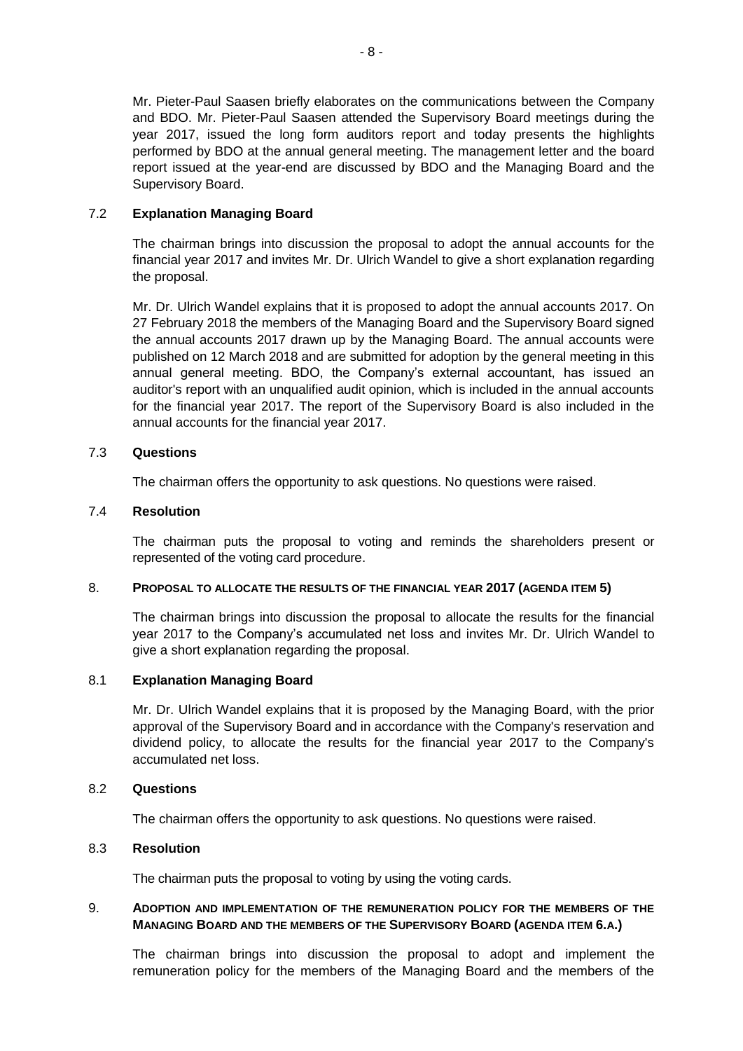Mr. Pieter-Paul Saasen briefly elaborates on the communications between the Company and BDO. Mr. Pieter-Paul Saasen attended the Supervisory Board meetings during the year 2017, issued the long form auditors report and today presents the highlights performed by BDO at the annual general meeting. The management letter and the board report issued at the year-end are discussed by BDO and the Managing Board and the Supervisory Board.

### 7.2 Explanation Managing Board

The chairman brings into discussion the proposal to adopt the annual accounts for the financial year 2017 and invites Mr. Dr. Ulrich Wandel to give a short explanation regarding the proposal.

Mr. Dr. Ulrich Wandel explains that it is proposed to adopt the annual accounts 2017. On 27 February 2018 the members of the Managing Board and the Supervisory Board signed the annual accounts 2017 drawn up by the Managing Board. The annual accounts were published on 12 March 2018 and are submitted for adoption by the general meeting in this annual general meeting. BDO, the Company's external accountant, has issued an auditor's report with an unqualified audit opinion, which is included in the annual accounts for the financial year 2017. The report of the Supervisory Board is also included in the annual accounts for the financial year 2017.

### 7.3 Questions

The chairman offers the opportunity to ask questions. No questions were raised.

### 7.4 Resolution

The chairman puts the proposal to voting and reminds the shareholders present or represented of the voting card procedure.

## 8. PROPOSAL TO ALLOCATE THE RESULTS OF THE FINANCIAL YEAR 2017 (AGENDA ITEM 5)

The chairman brings into discussion the proposal to allocate the results for the financial year 2017 to the Company's accumulated net loss and invites Mr. Dr. Ulrich Wandel to give a short explanation regarding the proposal.

### 8.1 Explanation Managing Board

Mr. Dr. Ulrich Wandel explains that it is proposed by the Managing Board, with the prior approval of the Supervisory Board and in accordance with the Company's reservation and dividend policy, to allocate the results for the financial year 2017 to the Company's accumulated net loss.

### 8.2 Questions

The chairman offers the opportunity to ask questions. No questions were raised.

### 8.3 Resolution

The chairman puts the proposal to voting by using the voting cards.

## 9. ADOPTION AND IMPLEMENTATION OF THE REMUNERATION POLICY FOR THE MEMBERS OF THE MANAGING BOARD AND THE MEMBERS OF THE SUPERVISORY BOARD (AGENDA ITEM 6.A.)

The chairman brings into discussion the proposal to adopt and implement the remuneration policy for the members of the Managing Board and the members of the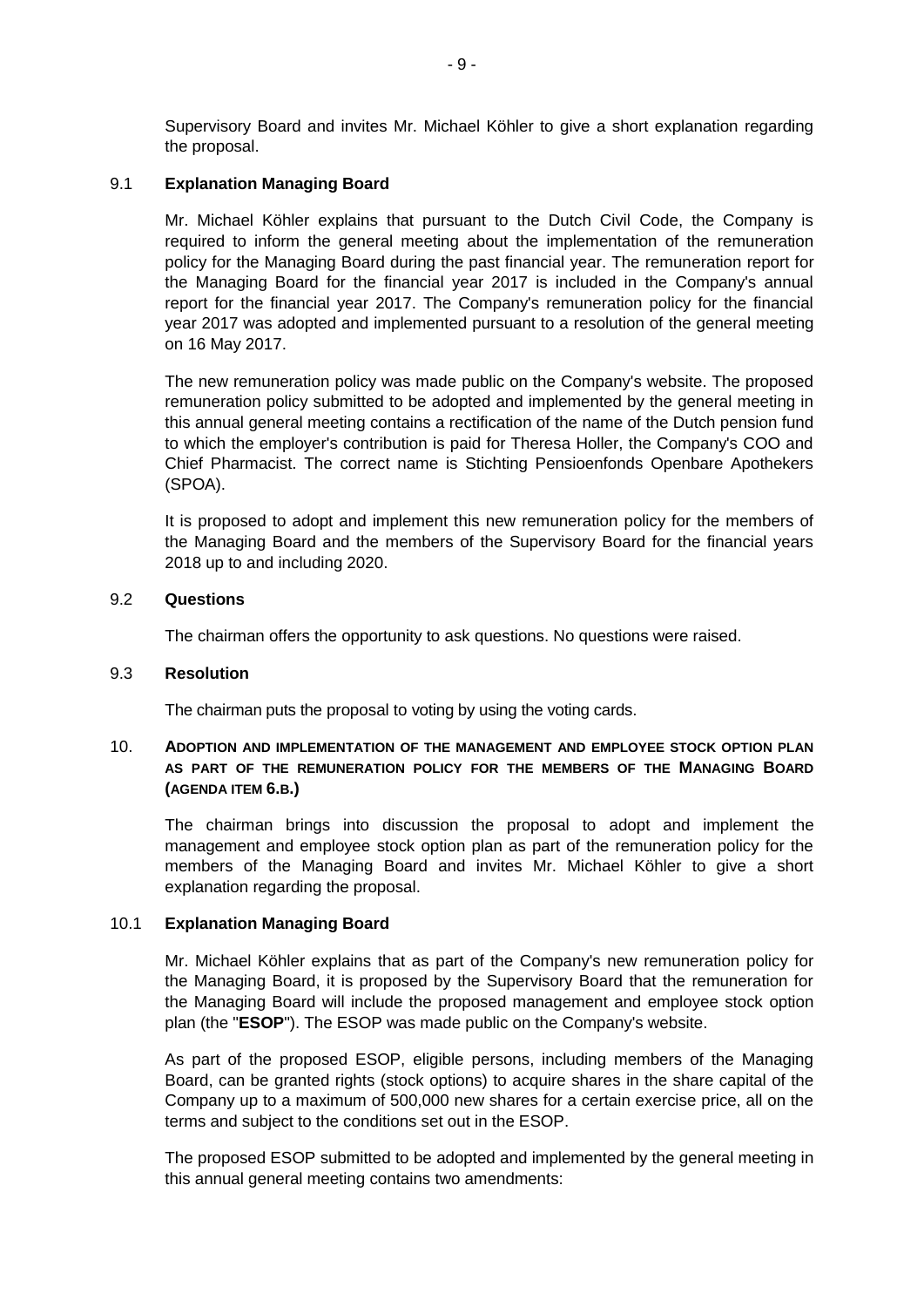Supervisory Board and invites Mr. Michael Köhler to give a short explanation regarding the proposal.

### 9.1 Explanation Managing Board

Mr. Michael Köhler explains that pursuant to the Dutch Civil Code, the Company is required to inform the general meeting about the implementation of the remuneration policy for the Managing Board during the past financial year. The remuneration report for the Managing Board for the financial year 2017 is included in the Company's annual report for the financial year 2017. The Company's remuneration policy for the financial year 2017 was adopted and implemented pursuant to a resolution of the general meeting on 16 May 2017.

The new remuneration policy was made public on the Company's website. The proposed remuneration policy submitted to be adopted and implemented by the general meeting in this annual general meeting contains a rectification of the name of the Dutch pension fund to which the employer's contribution is paid for Theresa Holler, the Company's COO and Chief Pharmacist. The correct name is Stichting Pensioenfonds Openbare Apothekers (SPOA).

It is proposed to adopt and implement this new remuneration policy for the members of the Managing Board and the members of the Supervisory Board for the financial years 2018 up to and including 2020.

### 9.2 Questions

The chairman offers the opportunity to ask questions. No questions were raised.

### 9.3 Resolution

The chairman puts the proposal to voting by using the voting cards.

## 10. ADOPTION AND IMPLEMENTATION OF THE MANAGEMENT AND EMPLOYEE STOCK OPTION PLAN AS PART OF THE REMUNERATION POLICY FOR THE MEMBERS OF THE MANAGING BOARD (AGENDA ITEM 6.B.)

The chairman brings into discussion the proposal to adopt and implement the management and employee stock option plan as part of the remuneration policy for the members of the Managing Board and invites Mr. Michael Köhler to give a short explanation regarding the proposal.

### 10.1 Explanation Managing Board

Mr. Michael Köhler explains that as part of the Company's new remuneration policy for the Managing Board, it is proposed by the Supervisory Board that the remuneration for the Managing Board will include the proposed management and employee stock option plan (the "**ESOP**"). The ESOP was made public on the Company's website.

As part of the proposed ESOP, eligible persons, including members of the Managing Board, can be granted rights (stock options) to acquire shares in the share capital of the Company up to a maximum of 500,000 new shares for a certain exercise price, all on the terms and subject to the conditions set out in the ESOP.

The proposed ESOP submitted to be adopted and implemented by the general meeting in this annual general meeting contains two amendments: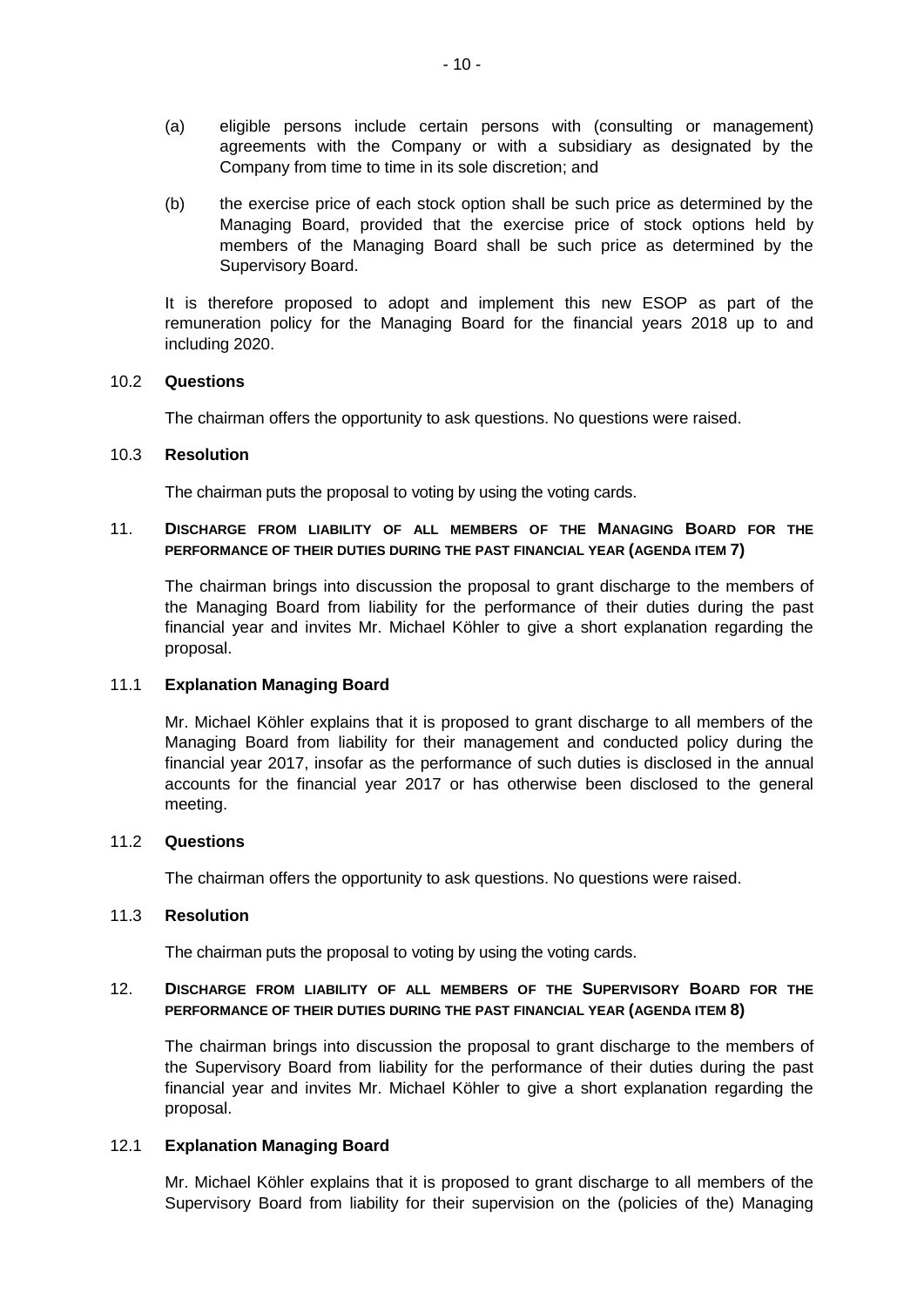(a) eligible persons include certain persons with (consulting or management) agreements with the Company or with a subsidiary as designated by the Company from time to time in its sole discretion; and

(b) the exercise price of each stock option shall be such price as determined by the Managing Board, provided that the exercise price of stock options held by members of the Managing Board shall be such price as determined by the Supervisory Board.

It is therefore proposed to adopt and implement this new ESOP as part of the remuneration policy for the Managing Board for the financial years 2018 up to and including 2020.

### 10.2 Questions

The chairman offers the opportunity to ask questions. No questions were raised.

### 10.3 Resolution

The chairman puts the proposal to voting by using the voting cards.

## 11. Discharge from liability of all members of the Managing Board for the performance of their duties during the past financial year (agenda item 7)

The chairman brings into discussion the proposal to grant discharge to the members of the Managing Board from liability for the performance of their duties during the past financial year and invites Mr. Michael Köhler to give a short explanation regarding the proposal.

### 11.1 Explanation Managing Board

Mr. Michael Köhler explains that it is proposed to grant discharge to all members of the Managing Board from liability for their management and conducted policy during the financial year 2017, insofar as the performance of such duties is disclosed in the annual accounts for the financial year 2017 or has otherwise been disclosed to the general meeting.

### 11.2 Questions

The chairman offers the opportunity to ask questions. No questions were raised.

### 11.3 Resolution

The chairman puts the proposal to voting by using the voting cards.

## 12. Discharge from liability of all members of the Supervisory Board for the performance of their duties during the past financial year (agenda item 8)

The chairman brings into discussion the proposal to grant discharge to the members of the Supervisory Board from liability for the performance of their duties during the past financial year and invites Mr. Michael Köhler to give a short explanation regarding the proposal.

### 12.1 Explanation Managing Board

Mr. Michael Köhler explains that it is proposed to grant discharge to all members of the Supervisory Board from liability for their supervision on the (policies of the) Managing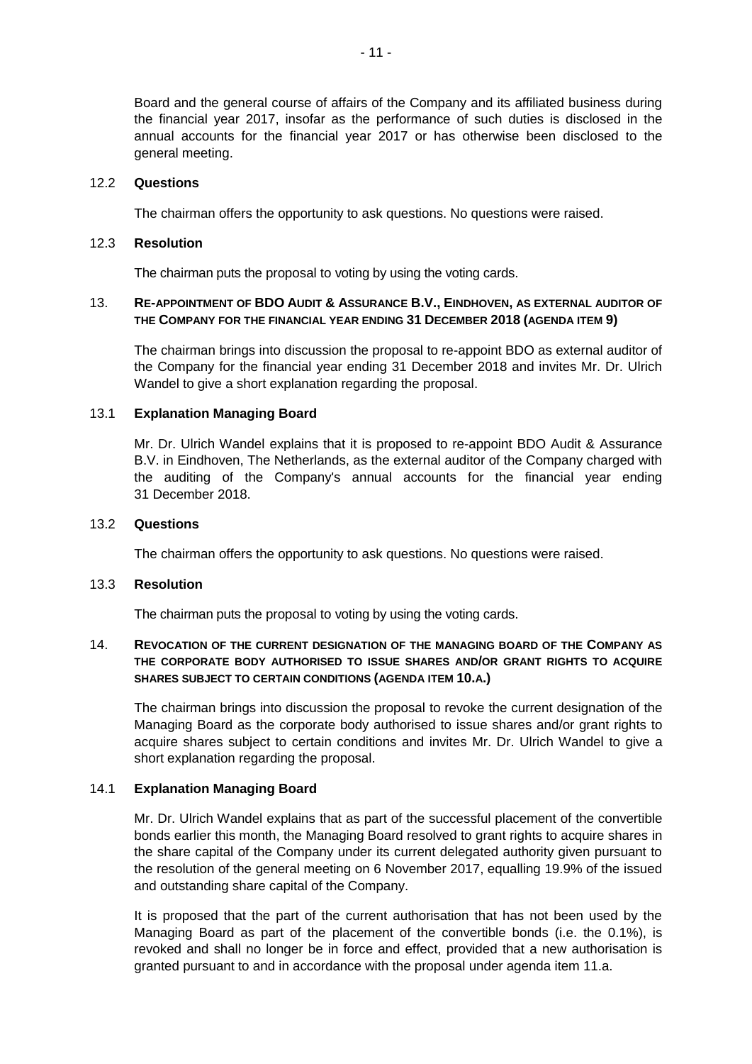Board and the general course of affairs of the Company and its affiliated business during the financial year 2017, insofar as the performance of such duties is disclosed in the annual accounts for the financial year 2017 or has otherwise been disclosed to the general meeting.

### 12.2 Questions

The chairman offers the opportunity to ask questions. No questions were raised.

### 12.3 Resolution

The chairman puts the proposal to voting by using the voting cards.

## 13. RE-APPOINTMENT OF BDO AUDIT & ASSURANCE B.V., EINDHOVEN, AS EXTERNAL AUDITOR OF THE COMPANY FOR THE FINANCIAL YEAR ENDING 31 DECEMBER 2018 (AGENDA ITEM 9)

The chairman brings into discussion the proposal to re-appoint BDO as external auditor of the Company for the financial year ending 31 December 2018 and invites Mr. Dr. Ulrich Wandel to give a short explanation regarding the proposal.

### 13.1 Explanation Managing Board

Mr. Dr. Ulrich Wandel explains that it is proposed to re-appoint BDO Audit & Assurance B.V. in Eindhoven, The Netherlands, as the external auditor of the Company charged with the auditing of the Company's annual accounts for the financial year ending 31 December 2018.

### 13.2 Questions

The chairman offers the opportunity to ask questions. No questions were raised.

### 13.3 Resolution

The chairman puts the proposal to voting by using the voting cards.

## 14. REVOCATION OF THE CURRENT DESIGNATION OF THE MANAGING BOARD OF THE COMPANY AS THE CORPORATE BODY AUTHORISED TO ISSUE SHARES AND/OR GRANT RIGHTS TO ACQUIRE SHARES SUBJECT TO CERTAIN CONDITIONS (AGENDA ITEM 10.A.)

The chairman brings into discussion the proposal to revoke the current designation of the Managing Board as the corporate body authorised to issue shares and/or grant rights to acquire shares subject to certain conditions and invites Mr. Dr. Ulrich Wandel to give a short explanation regarding the proposal.

### 14.1 Explanation Managing Board

Mr. Dr. Ulrich Wandel explains that as part of the successful placement of the convertible bonds earlier this month, the Managing Board resolved to grant rights to acquire shares in the share capital of the Company under its current delegated authority given pursuant to the resolution of the general meeting on 6 November 2017, equalling 19.9% of the issued and outstanding share capital of the Company.

It is proposed that the part of the current authorisation that has not been used by the Managing Board as part of the placement of the convertible bonds (i.e. the 0.1%), is revoked and shall no longer be in force and effect, provided that a new authorisation is granted pursuant to and in accordance with the proposal under agenda item 11.a.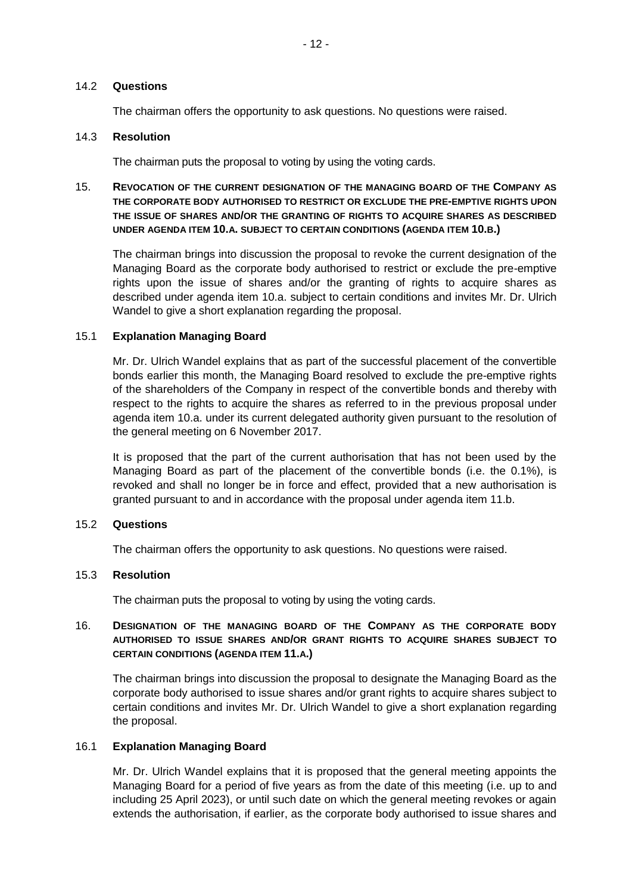### 14.2 **Questions**

The chairman offers the opportunity to ask questions. No questions were raised.

### 14.3 **Resolution**

The chairman puts the proposal to voting by using the voting cards.

## 15. REVOCATION OF THE CURRENT DESIGNATION OF THE MANAGING BOARD OF THE COMPANY AS THE CORPORATE BODY AUTHORISED TO RESTRICT OR EXCLUDE THE PRE-EMPTIVE RIGHTS UPON THE ISSUE OF SHARES AND/OR THE GRANTING OF RIGHTS TO ACQUIRE SHARES AS DESCRIBED UNDER AGENDA ITEM 10.A. SUBJECT TO CERTAIN CONDITIONS (AGENDA ITEM 10.B.)

The chairman brings into discussion the proposal to revoke the current designation of the Managing Board as the corporate body authorised to restrict or exclude the pre-emptive rights upon the issue of shares and/or the granting of rights to acquire shares as described under agenda item 10.a. subject to certain conditions and invites Mr. Dr. Ulrich Wandel to give a short explanation regarding the proposal.

### 15.1 **Explanation Managing Board**

Mr. Dr. Ulrich Wandel explains that as part of the successful placement of the convertible bonds earlier this month, the Managing Board resolved to exclude the pre-emptive rights of the shareholders of the Company in respect of the convertible bonds and thereby with respect to the rights to acquire the shares as referred to in the previous proposal under agenda item 10.a. under its current delegated authority given pursuant to the resolution of the general meeting on 6 November 2017.

It is proposed that the part of the current authorisation that has not been used by the Managing Board as part of the placement of the convertible bonds (i.e. the 0.1%), is revoked and shall no longer be in force and effect, provided that a new authorisation is granted pursuant to and in accordance with the proposal under agenda item 11.b.

### 15.2 **Questions**

The chairman offers the opportunity to ask questions. No questions were raised.

### 15.3 **Resolution**

The chairman puts the proposal to voting by using the voting cards.

## 16. DESIGNATION OF THE MANAGING BOARD OF THE COMPANY AS THE CORPORATE BODY AUTHORISED TO ISSUE SHARES AND/OR GRANT RIGHTS TO ACQUIRE SHARES SUBJECT TO CERTAIN CONDITIONS (AGENDA ITEM 11.A.)

The chairman brings into discussion the proposal to designate the Managing Board as the corporate body authorised to issue shares and/or grant rights to acquire shares subject to certain conditions and invites Mr. Dr. Ulrich Wandel to give a short explanation regarding the proposal.

### 16.1 **Explanation Managing Board**

Mr. Dr. Ulrich Wandel explains that it is proposed that the general meeting appoints the Managing Board for a period of five years as from the date of this meeting (i.e. up to and including 25 April 2023), or until such date on which the general meeting revokes or again extends the authorisation, if earlier, as the corporate body authorised to issue shares and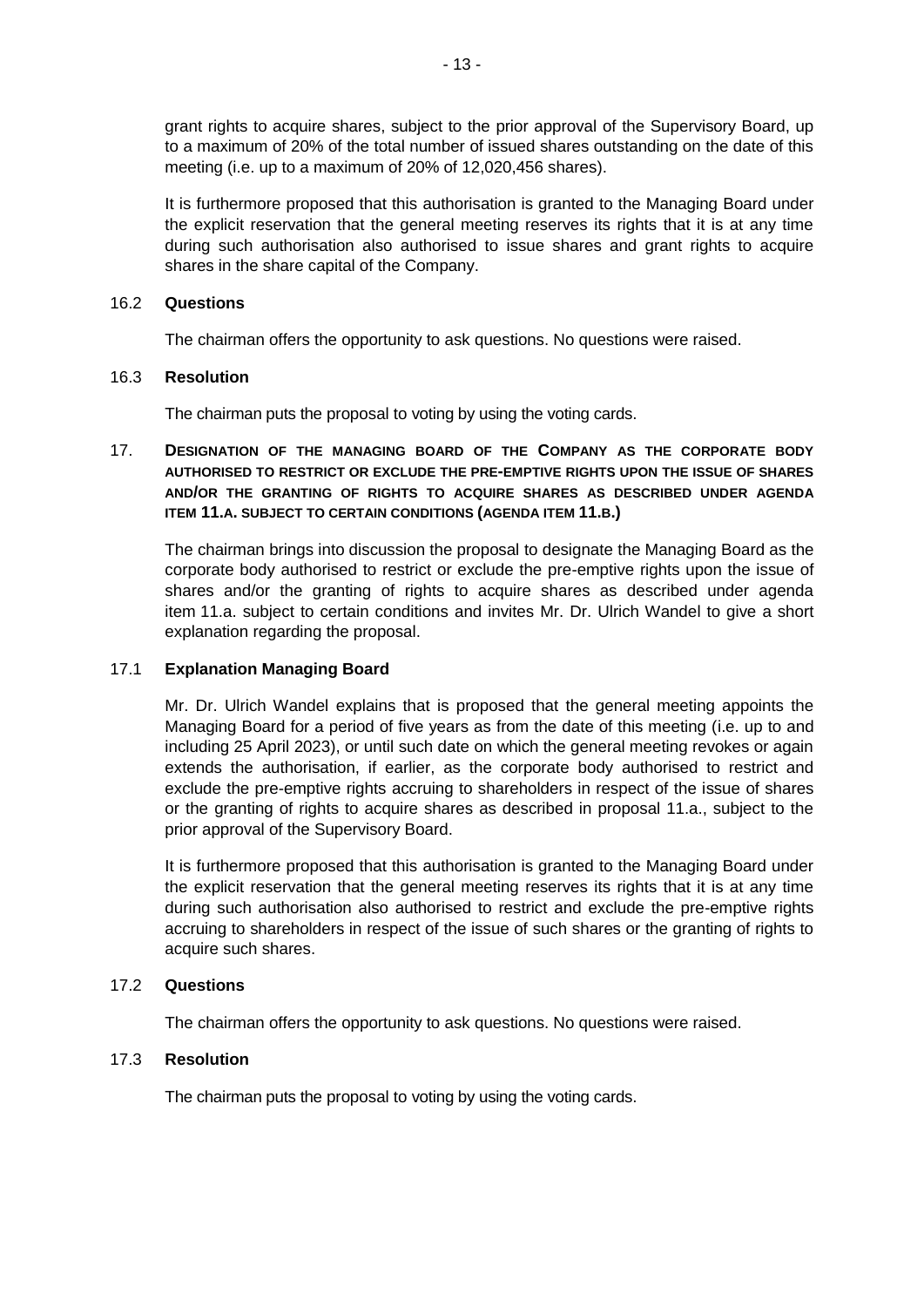grant rights to acquire shares, subject to the prior approval of the Supervisory Board, up to a maximum of 20% of the total number of issued shares outstanding on the date of this meeting (i.e. up to a maximum of 20% of 12,020,456 shares).

It is furthermore proposed that this authorisation is granted to the Managing Board under the explicit reservation that the general meeting reserves its rights that it is at any time during such authorisation also authorised to issue shares and grant rights to acquire shares in the share capital of the Company.

### 16.2 **Questions**

The chairman offers the opportunity to ask questions. No questions were raised.

### 16.3 **Resolution**

The chairman puts the proposal to voting by using the voting cards.

## 17. **DESIGNATION OF THE MANAGING BOARD OF THE COMPANY AS THE CORPORATE BODY AUTHORISED TO RESTRICT OR EXCLUDE THE PRE-EMPTIVE RIGHTS UPON THE ISSUE OF SHARES AND/OR THE GRANTING OF RIGHTS TO ACQUIRE SHARES AS DESCRIBED UNDER AGENDA ITEM 11.A. SUBJECT TO CERTAIN CONDITIONS (AGENDA ITEM 11.B.)**

The chairman brings into discussion the proposal to designate the Managing Board as the corporate body authorised to restrict or exclude the pre-emptive rights upon the issue of shares and/or the granting of rights to acquire shares as described under agenda item 11.a. subject to certain conditions and invites Mr. Dr. Ulrich Wandel to give a short explanation regarding the proposal.

### 17.1 **Explanation Managing Board**

Mr. Dr. Ulrich Wandel explains that is proposed that the general meeting appoints the Managing Board for a period of five years as from the date of this meeting (i.e. up to and including 25 April 2023), or until such date on which the general meeting revokes or again extends the authorisation, if earlier, as the corporate body authorised to restrict and exclude the pre-emptive rights accruing to shareholders in respect of the issue of shares or the granting of rights to acquire shares as described in proposal 11.a., subject to the prior approval of the Supervisory Board.

It is furthermore proposed that this authorisation is granted to the Managing Board under the explicit reservation that the general meeting reserves its rights that it is at any time during such authorisation also authorised to restrict and exclude the pre-emptive rights accruing to shareholders in respect of the issue of such shares or the granting of rights to acquire such shares.

### 17.2 **Questions**

The chairman offers the opportunity to ask questions. No questions were raised.

### 17.3 **Resolution**

The chairman puts the proposal to voting by using the voting cards.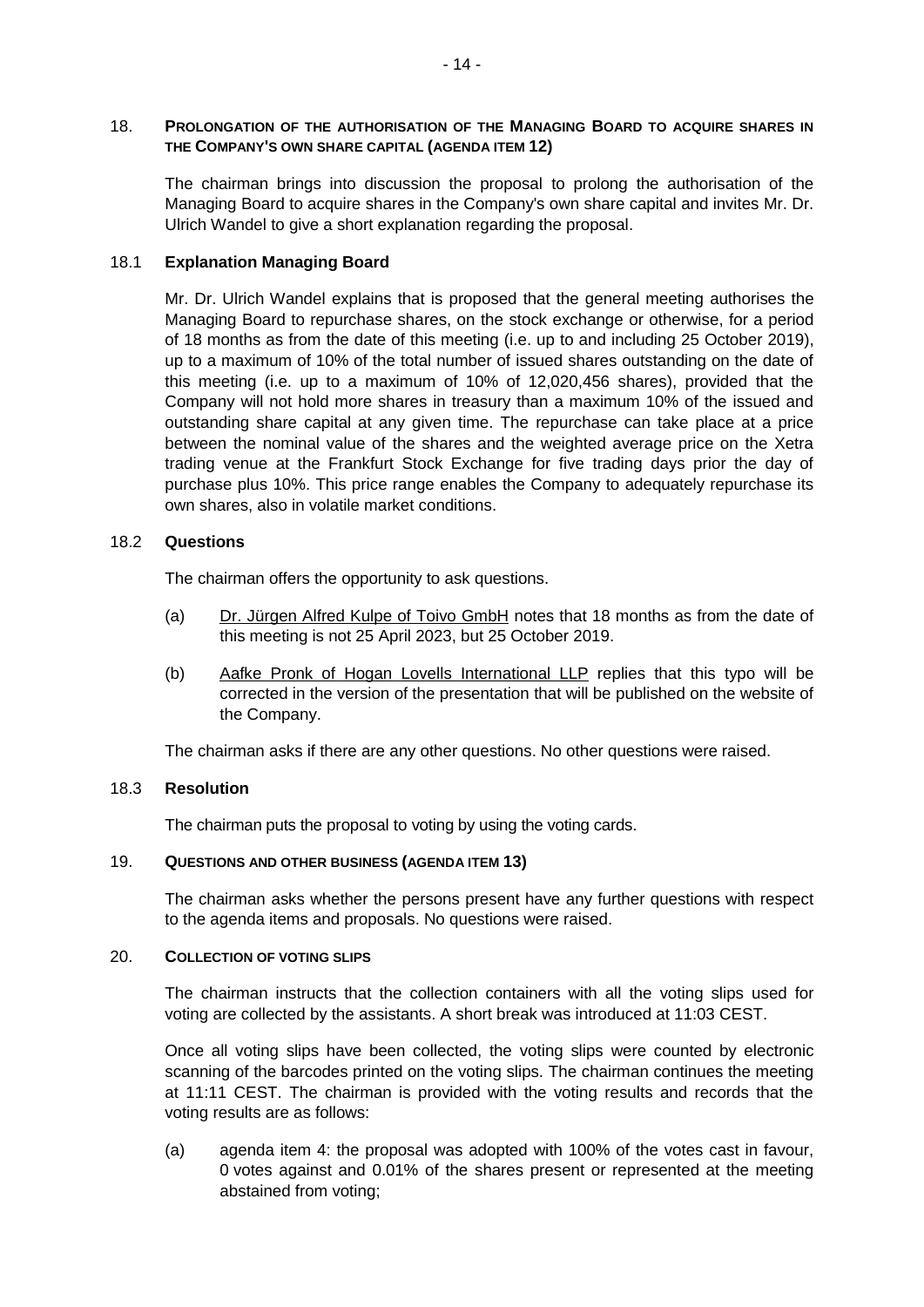## 18. PROLONGATION OF THE AUTHORISATION OF THE MANAGING BOARD TO ACQUIRE SHARES IN THE COMPANY'S OWN SHARE CAPITAL (AGENDA ITEM 12)

The chairman brings into discussion the proposal to prolong the authorisation of the Managing Board to acquire shares in the Company's own share capital and invites Mr. Dr. Ulrich Wandel to give a short explanation regarding the proposal.

### 18.1 Explanation Managing Board

Mr. Dr. Ulrich Wandel explains that is proposed that the general meeting authorises the Managing Board to repurchase shares, on the stock exchange or otherwise, for a period of 18 months as from the date of this meeting (i.e. up to and including 25 October 2019), up to a maximum of 10% of the total number of issued shares outstanding on the date of this meeting (i.e. up to a maximum of 10% of 12,020,456 shares), provided that the Company will not hold more shares in treasury than a maximum 10% of the issued and outstanding share capital at any given time. The repurchase can take place at a price between the nominal value of the shares and the weighted average price on the Xetra trading venue at the Frankfurt Stock Exchange for five trading days prior the day of purchase plus 10%. This price range enables the Company to adequately repurchase its own shares, also in volatile market conditions.

### 18.2 Questions

The chairman offers the opportunity to ask questions.

(a) Dr. Jürgen Alfred Kulpe of Toivo GmbH notes that 18 months as from the date of this meeting is not 25 April 2023, but 25 October 2019.

(b) Aafke Pronk of Hogan Lovells International LLP replies that this typo will be corrected in the version of the presentation that will be published on the website of the Company.

The chairman asks if there are any other questions. No other questions were raised.

### 18.3 Resolution

The chairman puts the proposal to voting by using the voting cards.

## 19. QUESTIONS AND OTHER BUSINESS (AGENDA ITEM 13)

The chairman asks whether the persons present have any further questions with respect to the agenda items and proposals. No questions were raised.

## 20. COLLECTION OF VOTING SLIPS

The chairman instructs that the collection containers with all the voting slips used for voting are collected by the assistants. A short break was introduced at 11:03 CEST.

Once all voting slips have been collected, the voting slips were counted by electronic scanning of the barcodes printed on the voting slips. The chairman continues the meeting at 11:11 CEST. The chairman is provided with the voting results and records that the voting results are as follows:

(a) agenda item 4: the proposal was adopted with 100% of the votes cast in favour, 0 votes against and 0.01% of the shares present or represented at the meeting abstained from voting;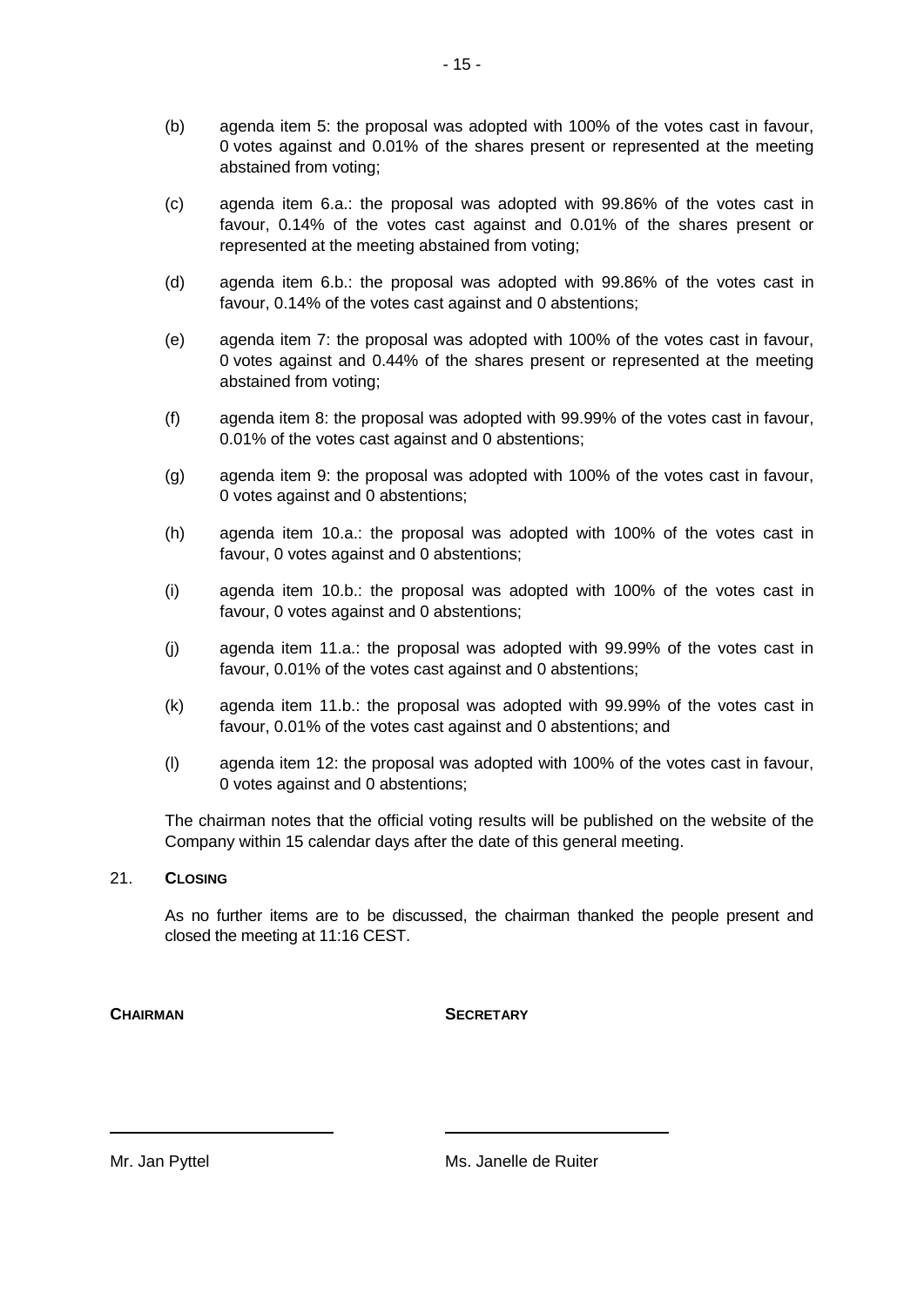(b) agenda item 5: the proposal was adopted with 100% of the votes cast in favour, 0 votes against and 0.01% of the shares present or represented at the meeting abstained from voting;

(c) agenda item 6.a.: the proposal was adopted with 99.86% of the votes cast in favour, 0.14% of the votes cast against and 0.01% of the shares present or represented at the meeting abstained from voting;

(d) agenda item 6.b.: the proposal was adopted with 99.86% of the votes cast in favour, 0.14% of the votes cast against and 0 abstentions;

(e) agenda item 7: the proposal was adopted with 100% of the votes cast in favour, 0 votes against and 0.44% of the shares present or represented at the meeting abstained from voting;

(f) agenda item 8: the proposal was adopted with 99.99% of the votes cast in favour, 0.01% of the votes cast against and 0 abstentions;

(g) agenda item 9: the proposal was adopted with 100% of the votes cast in favour, 0 votes against and 0 abstentions;

(h) agenda item 10.a.: the proposal was adopted with 100% of the votes cast in favour, 0 votes against and 0 abstentions;

(i) agenda item 10.b.: the proposal was adopted with 100% of the votes cast in favour, 0 votes against and 0 abstentions;

(j) agenda item 11.a.: the proposal was adopted with 99.99% of the votes cast in favour, 0.01% of the votes cast against and 0 abstentions;

(k) agenda item 11.b.: the proposal was adopted with 99.99% of the votes cast in favour, 0.01% of the votes cast against and 0 abstentions; and

(l) agenda item 12: the proposal was adopted with 100% of the votes cast in favour, 0 votes against and 0 abstentions;

The chairman notes that the official voting results will be published on the website of the Company within 15 calendar days after the date of this general meeting.

## 21. **CLOSING**

As no further items are to be discussed, the chairman thanked the people present and closed the meeting at 11:16 CEST.

| **CHAIRMAN** | **SECRETARY** |
|---|---|
| \_\_\_\_\_\_\_\_\_\_\_\_\_\_\_\_\_\_\_\_\_\_\_\_ | \_\_\_\_\_\_\_\_\_\_\_\_\_\_\_\_\_\_\_\_\_\_\_\_ |
| Mr. Jan Pyttel | Ms. Janelle de Ruiter |